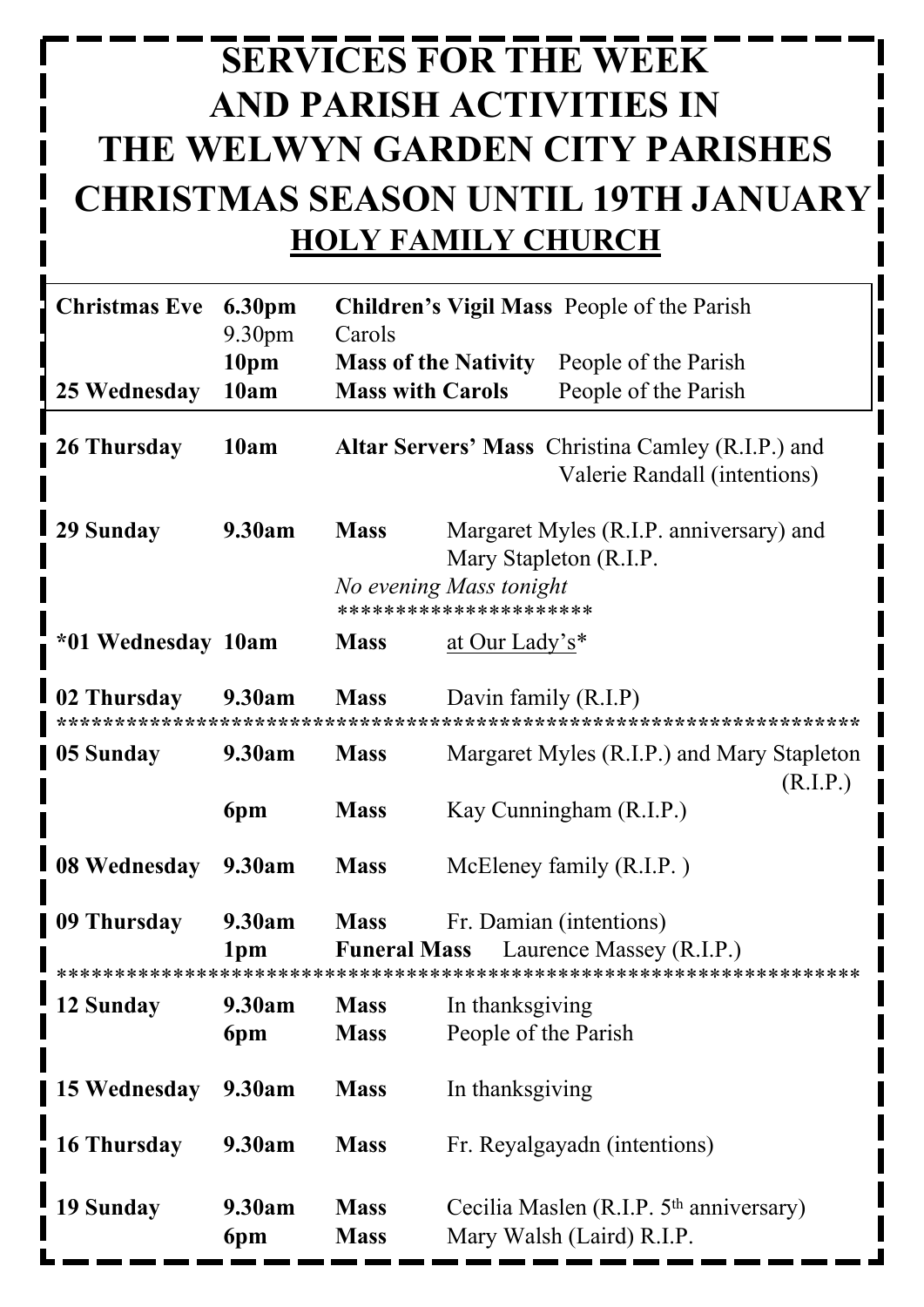# SERVICES FOR THE WEEK AND PARISH ACTIVITIES IN THE WELWYN GARDEN CITY PARISHES CHRISTMAS SEASON UNTIL 19TH JANUARY

## HOLY FAMILY CHURCH

| | | | |
|---|---|---|---|
| **Christmas Eve** | **6.30pm** | **Children's Vigil Mass** | People of the Parish |
| | 9.30pm | Carols | |
| | **10pm** | **Mass of the Nativity** | People of the Parish |
| **25 Wednesday** | **10am** | **Mass with Carols** | People of the Parish |
| **26 Thursday** | **10am** | **Altar Servers' Mass** | Christina Camley (R.I.P.) and Valerie Randall (intentions) |
| **29 Sunday** | **9.30am** | **Mass** | Margaret Myles (R.I.P. anniversary) and Mary Stapleton (R.I.P. |
| | | *No evening Mass tonight* | |
| | | ********************* | |
| ***01 Wednesday** | **10am** | **Mass** | at Our Lady's* |
| **02 Thursday** | **9.30am** | **Mass** | Davin family (R.I.P) |

**************************************************************************

| | | | |
|---|---|---|---|
| **05 Sunday** | **9.30am** | **Mass** | Margaret Myles (R.I.P.) and Mary Stapleton (R.I.P.) |
| | **6pm** | **Mass** | Kay Cunningham (R.I.P.) |
| **08 Wednesday** | **9.30am** | **Mass** | McEleney family (R.I.P. ) |
| **09 Thursday** | **9.30am** | **Mass** | Fr. Damian (intentions) |
| | **1pm** | **Funeral Mass** | Laurence Massey (R.I.P.) |

**************************************************************************

| | | | |
|---|---|---|---|
| **12 Sunday** | **9.30am** | **Mass** | In thanksgiving |
| | **6pm** | **Mass** | People of the Parish |
| **15 Wednesday** | **9.30am** | **Mass** | In thanksgiving |
| **16 Thursday** | **9.30am** | **Mass** | Fr. Reyalgayadn (intentions) |
| **19 Sunday** | **9.30am** | **Mass** | Cecilia Maslen (R.I.P. 5th anniversary) |
| | **6pm** | **Mass** | Mary Walsh (Laird) R.I.P. |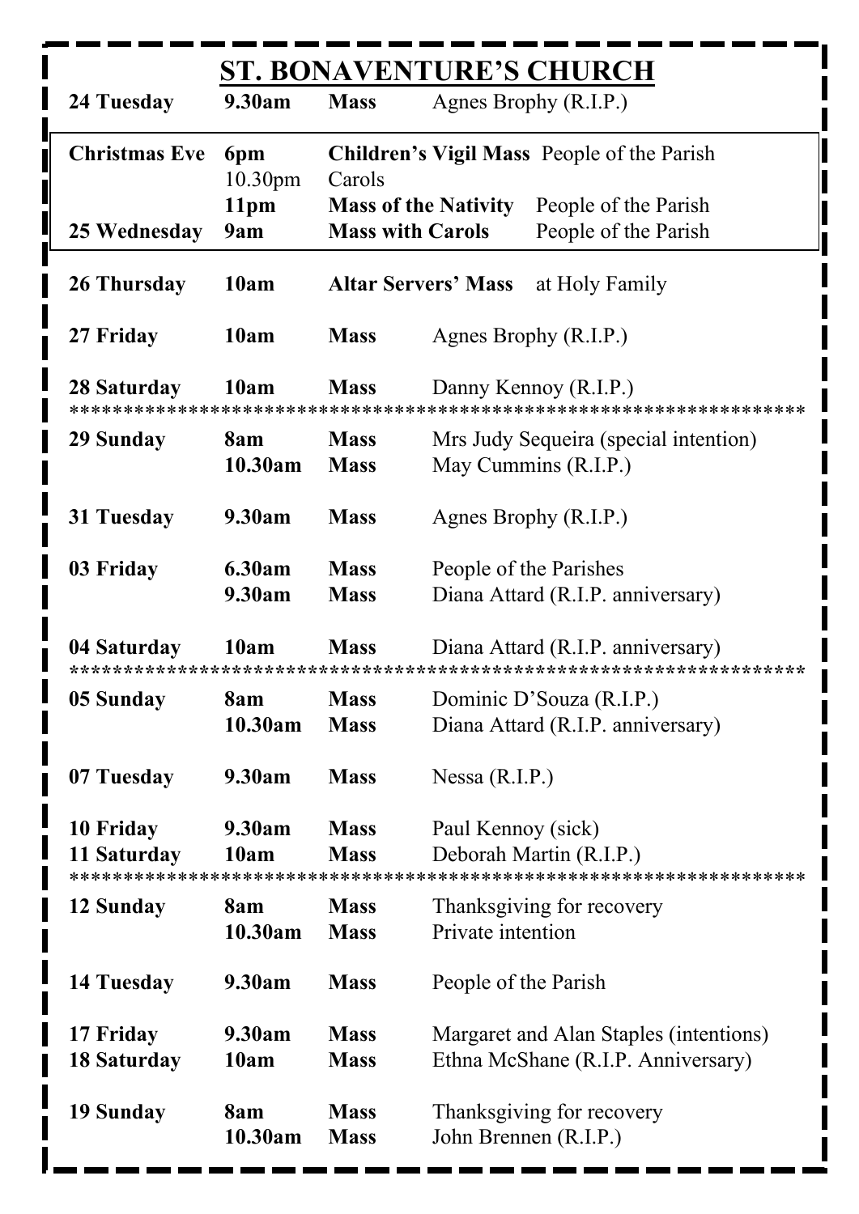# ST. BONAVENTURE'S CHURCH

| | | | |
|---|---|---|---|
| **24 Tuesday** | **9.30am** | **Mass** | Agnes Brophy (R.I.P.) |
| **Christmas Eve** | **6pm** | **Children's Vigil Mass** | People of the Parish |
| | 10.30pm | Carols | |
| | **11pm** | **Mass of the Nativity** | People of the Parish |
| **25 Wednesday** | **9am** | **Mass with Carols** | People of the Parish |
| **26 Thursday** | **10am** | **Altar Servers' Mass** | at Holy Family |
| **27 Friday** | **10am** | **Mass** | Agnes Brophy (R.I.P.) |
| **28 Saturday** | **10am** | **Mass** | Danny Kennoy (R.I.P.) |

*****************************************************************

| | | | |
|---|---|---|---|
| **29 Sunday** | **8am** | **Mass** | Mrs Judy Sequeira (special intention) |
| | **10.30am** | **Mass** | May Cummins (R.I.P.) |
| **31 Tuesday** | **9.30am** | **Mass** | Agnes Brophy (R.I.P.) |
| **03 Friday** | **6.30am** | **Mass** | People of the Parishes |
| | **9.30am** | **Mass** | Diana Attard (R.I.P. anniversary) |
| **04 Saturday** | **10am** | **Mass** | Diana Attard (R.I.P. anniversary) |

*****************************************************************

| | | | |
|---|---|---|---|
| **05 Sunday** | **8am** | **Mass** | Dominic D'Souza (R.I.P.) |
| | **10.30am** | **Mass** | Diana Attard (R.I.P. anniversary) |
| **07 Tuesday** | **9.30am** | **Mass** | Nessa (R.I.P.) |
| **10 Friday** | **9.30am** | **Mass** | Paul Kennoy (sick) |
| **11 Saturday** | **10am** | **Mass** | Deborah Martin (R.I.P.) |

*****************************************************************

| | | | |
|---|---|---|---|
| **12 Sunday** | **8am** | **Mass** | Thanksgiving for recovery |
| | **10.30am** | **Mass** | Private intention |
| **14 Tuesday** | **9.30am** | **Mass** | People of the Parish |
| **17 Friday** | **9.30am** | **Mass** | Margaret and Alan Staples (intentions) |
| **18 Saturday** | **10am** | **Mass** | Ethna McShane (R.I.P. Anniversary) |
| **19 Sunday** | **8am** | **Mass** | Thanksgiving for recovery |
| | **10.30am** | **Mass** | John Brennen (R.I.P.) |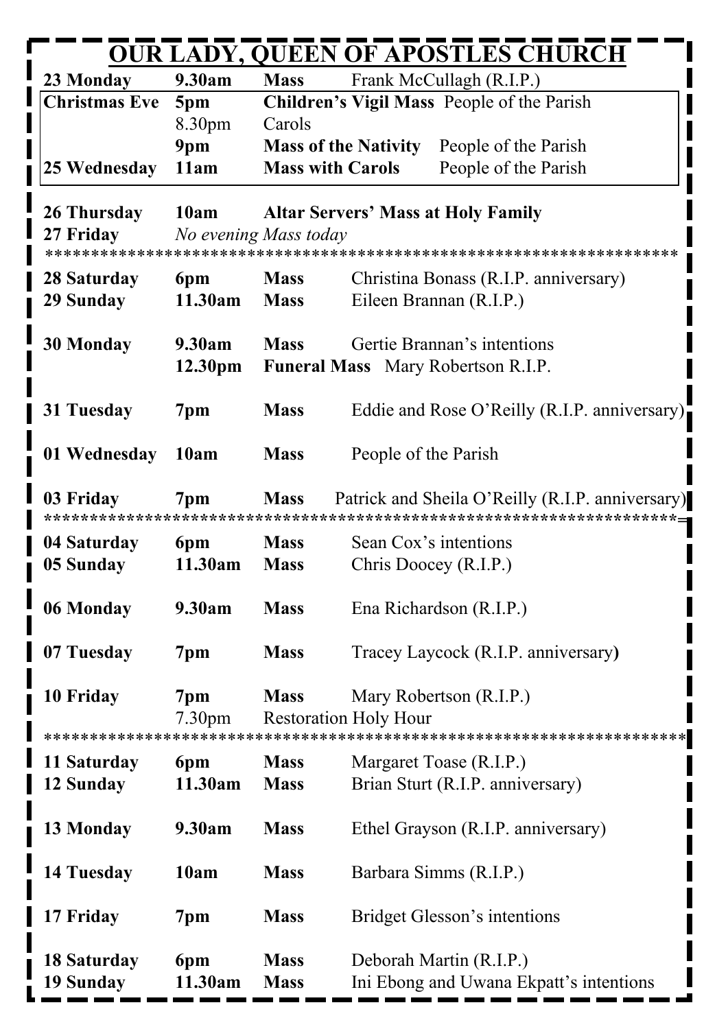# OUR LADY, QUEEN OF APOSTLES CHURCH

| | | | |
|---|---|---|---|
| **23 Monday** | **9.30am** | **Mass** | Frank McCullagh (R.I.P.) |
| **Christmas Eve** | **5pm** | **Children's Vigil Mass** | People of the Parish |
| | 8.30pm | Carols | |
| | **9pm** | **Mass of the Nativity** | People of the Parish |
| **25 Wednesday** | **11am** | **Mass with Carols** | People of the Parish |
| **26 Thursday** | **10am** | **Altar Servers' Mass at Holy Family** | |
| **27 Friday** | *No evening Mass today* | | |

\*\*\*\*\*\*\*\*\*\*\*\*\*\*\*\*\*\*\*\*\*\*\*\*\*\*\*\*\*\*\*\*\*\*\*\*\*\*\*\*\*\*\*\*\*\*\*\*\*\*\*\*\*\*\*\*\*\*\*\*\*\*\*\*\*\*\*\*\*\*

| | | | |
|---|---|---|---|
| **28 Saturday** | **6pm** | **Mass** | Christina Bonass (R.I.P. anniversary) |
| **29 Sunday** | **11.30am** | **Mass** | Eileen Brannan (R.I.P.) |
| **30 Monday** | **9.30am** | **Mass** | Gertie Brannan's intentions |
| | **12.30pm** | **Funeral Mass** | Mary Robertson R.I.P. |
| **31 Tuesday** | **7pm** | **Mass** | Eddie and Rose O'Reilly (R.I.P. anniversary) |
| **01 Wednesday** | **10am** | **Mass** | People of the Parish |
| **03 Friday** | **7pm** | **Mass** | Patrick and Sheila O'Reilly (R.I.P. anniversary) |

\*\*\*\*\*\*\*\*\*\*\*\*\*\*\*\*\*\*\*\*\*\*\*\*\*\*\*\*\*\*\*\*\*\*\*\*\*\*\*\*\*\*\*\*\*\*\*\*\*\*\*\*\*\*\*\*\*\*\*\*\*\*\*\*\*\*\*\*\*\*

| | | | |
|---|---|---|---|
| **04 Saturday** | **6pm** | **Mass** | Sean Cox's intentions |
| **05 Sunday** | **11.30am** | **Mass** | Chris Doocey (R.I.P.) |
| **06 Monday** | **9.30am** | **Mass** | Ena Richardson (R.I.P.) |
| **07 Tuesday** | **7pm** | **Mass** | Tracey Laycock (R.I.P. anniversary) |
| **10 Friday** | **7pm** | **Mass** | Mary Robertson (R.I.P.) |
| | 7.30pm | Restoration Holy Hour | |

\*\*\*\*\*\*\*\*\*\*\*\*\*\*\*\*\*\*\*\*\*\*\*\*\*\*\*\*\*\*\*\*\*\*\*\*\*\*\*\*\*\*\*\*\*\*\*\*\*\*\*\*\*\*\*\*\*\*\*\*\*\*\*\*\*\*\*\*\*\*

| | | | |
|---|---|---|---|
| **11 Saturday** | **6pm** | **Mass** | Margaret Toase (R.I.P.) |
| **12 Sunday** | **11.30am** | **Mass** | Brian Sturt (R.I.P. anniversary) |
| **13 Monday** | **9.30am** | **Mass** | Ethel Grayson (R.I.P. anniversary) |
| **14 Tuesday** | **10am** | **Mass** | Barbara Simms (R.I.P.) |
| **17 Friday** | **7pm** | **Mass** | Bridget Glesson's intentions |
| **18 Saturday** | **6pm** | **Mass** | Deborah Martin (R.I.P.) |
| **19 Sunday** | **11.30am** | **Mass** | Ini Ebong and Uwana Ekpatt's intentions |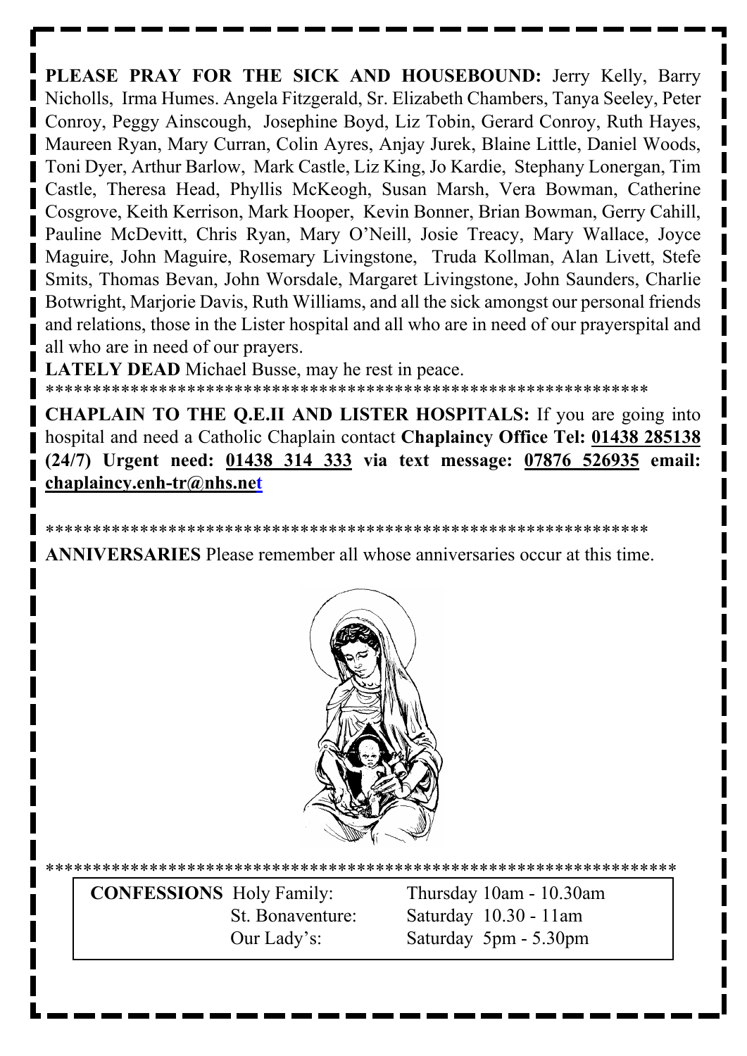**PLEASE PRAY FOR THE SICK AND HOUSEBOUND:** Jerry Kelly, Barry Nicholls, Irma Humes. Angela Fitzgerald, Sr. Elizabeth Chambers, Tanya Seeley, Peter Conroy, Peggy Ainscough, Josephine Boyd, Liz Tobin, Gerard Conroy, Ruth Hayes, Maureen Ryan, Mary Curran, Colin Ayres, Anjay Jurek, Blaine Little, Daniel Woods, Toni Dyer, Arthur Barlow, Mark Castle, Liz King, Jo Kardie, Stephany Lonergan, Tim Castle, Theresa Head, Phyllis McKeogh, Susan Marsh, Vera Bowman, Catherine Cosgrove, Keith Kerrison, Mark Hooper, Kevin Bonner, Brian Bowman, Gerry Cahill, Pauline McDevitt, Chris Ryan, Mary O'Neill, Josie Treacy, Mary Wallace, Joyce Maguire, John Maguire, Rosemary Livingstone, Truda Kollman, Alan Livett, Stefe Smits, Thomas Bevan, John Worsdale, Margaret Livingstone, John Saunders, Charlie Botwright, Marjorie Davis, Ruth Williams, and all the sick amongst our personal friends and relations, those in the Lister hospital and all who are in need of our prayerspital and all who are in need of our prayers.

**LATELY DEAD** Michael Busse, may he rest in peace.

***************************************************************

**CHAPLAIN TO THE Q.E.II AND LISTER HOSPITALS:** If you are going into hospital and need a Catholic Chaplain contact **Chaplaincy Office Tel: 01438 285138 (24/7) Urgent need: 01438 314 333 via text message: 07876 526935 email: chaplaincy.enh-tr@nhs.net**

***************************************************************

**ANNIVERSARIES** Please remember all whose anniversaries occur at this time.

***************************************************************

| | | |
|---|---|---|
| **CONFESSIONS** | Holy Family: | Thursday 10am - 10.30am |
| | St. Bonaventure: | Saturday 10.30 - 11am |
| | Our Lady's: | Saturday 5pm - 5.30pm |